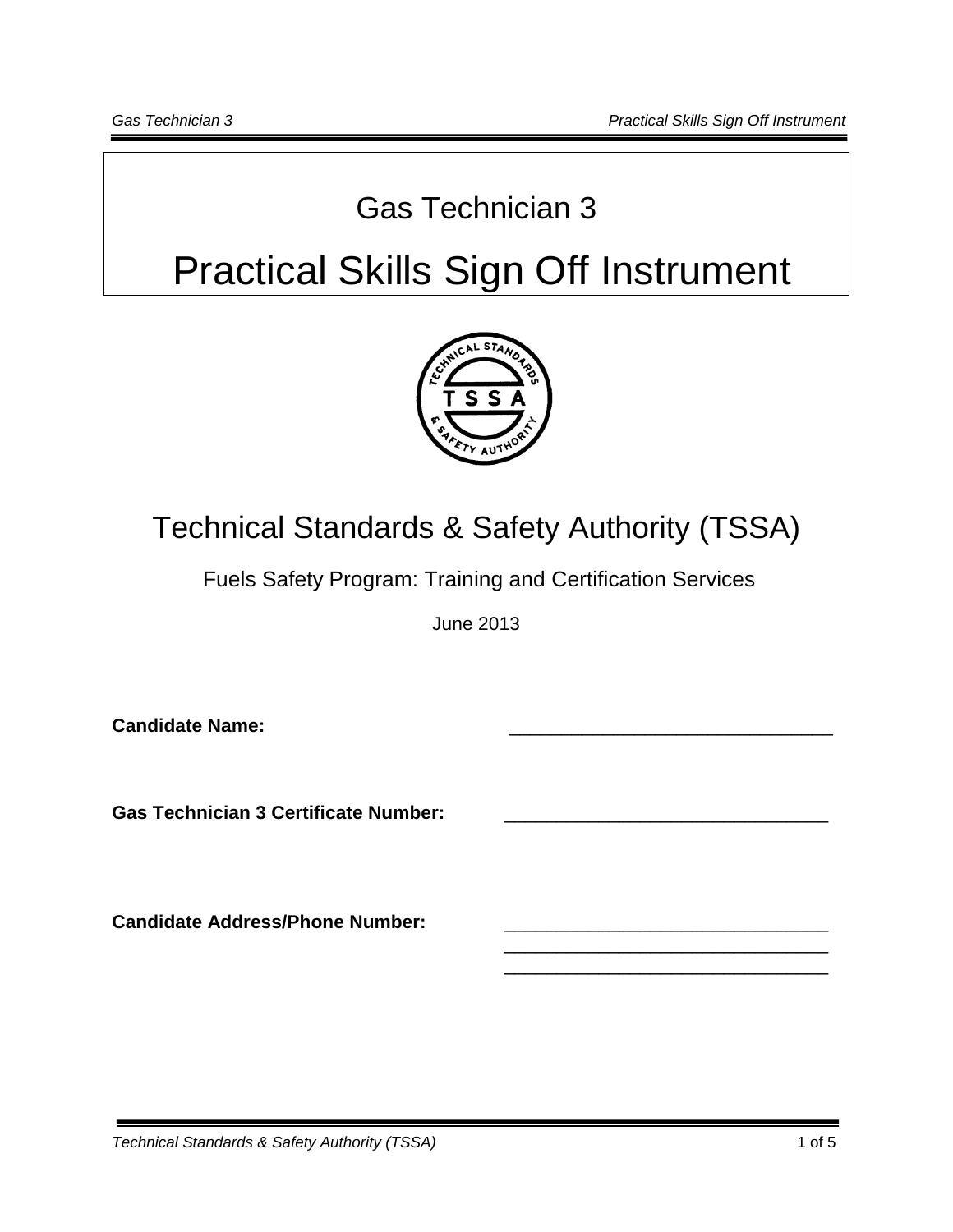# Gas Technician 3

# Practical Skills Sign Off Instrument

## Technical Standards & Safety Authority (TSSA)

Fuels Safety Program: Training and Certification Services

June 2013

**Candidate Name:** ________________________________

**Gas Technician 3 Certificate Number:** ________________________________

**Candidate Address/Phone Number:** ________________________________
________________________________
________________________________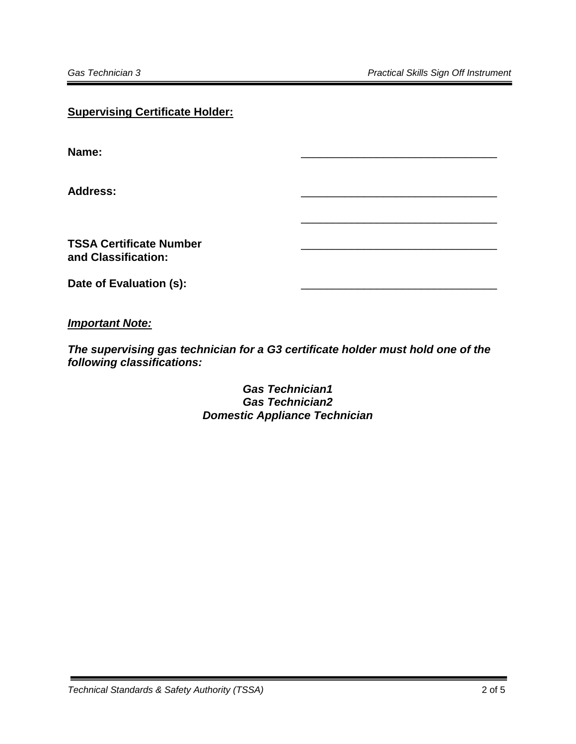**<u>Supervising Certificate Holder:</u>**

**Name:** _________________________________

**Address:** _________________________________

_________________________________

**TSSA Certificate Number and Classification:** _________________________________

**Date of Evaluation (s):** _________________________________

***<u>Important Note:</u>***

***The supervising gas technician for a G3 certificate holder must hold one of the following classifications:***

***Gas Technician1***
***Gas Technician2***
***Domestic Appliance Technician***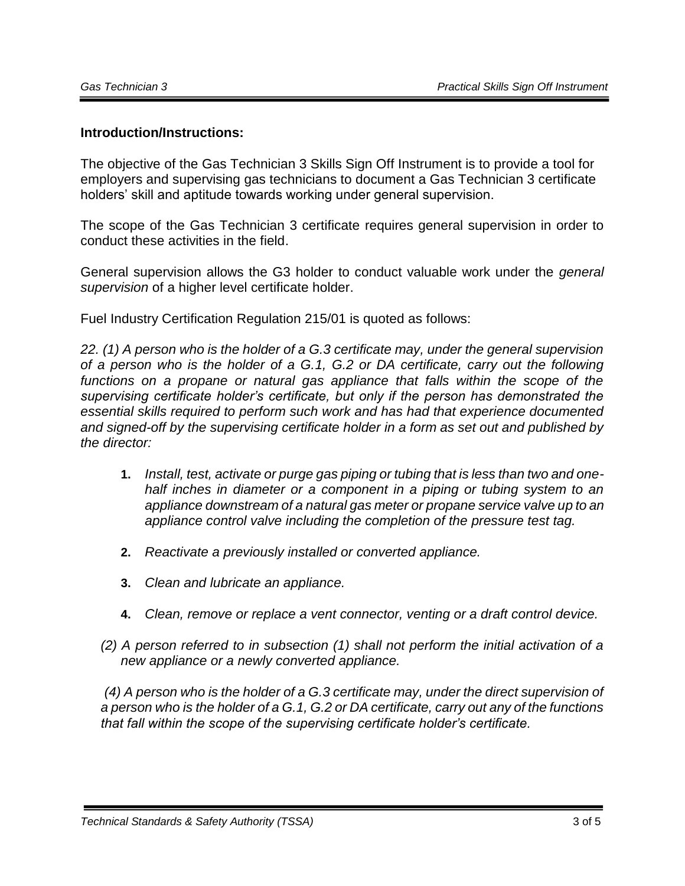**Introduction/Instructions:**

The objective of the Gas Technician 3 Skills Sign Off Instrument is to provide a tool for employers and supervising gas technicians to document a Gas Technician 3 certificate holders' skill and aptitude towards working under general supervision.

The scope of the Gas Technician 3 certificate requires general supervision in order to conduct these activities in the field.

General supervision allows the G3 holder to conduct valuable work under the *general supervision* of a higher level certificate holder.

Fuel Industry Certification Regulation 215/01 is quoted as follows:

*22. (1) A person who is the holder of a G.3 certificate may, under the general supervision of a person who is the holder of a G.1, G.2 or DA certificate, carry out the following functions on a propane or natural gas appliance that falls within the scope of the supervising certificate holder's certificate, but only if the person has demonstrated the essential skills required to perform such work and has had that experience documented and signed-off by the supervising certificate holder in a form as set out and published by the director:*

1. *Install, test, activate or purge gas piping or tubing that is less than two and one-half inches in diameter or a component in a piping or tubing system to an appliance downstream of a natural gas meter or propane service valve up to an appliance control valve including the completion of the pressure test tag.*

2. *Reactivate a previously installed or converted appliance.*

3. *Clean and lubricate an appliance.*

4. *Clean, remove or replace a vent connector, venting or a draft control device.*

*(2) A person referred to in subsection (1) shall not perform the initial activation of a new appliance or a newly converted appliance.*

*(4) A person who is the holder of a G.3 certificate may, under the direct supervision of a person who is the holder of a G.1, G.2 or DA certificate, carry out any of the functions that fall within the scope of the supervising certificate holder's certificate.*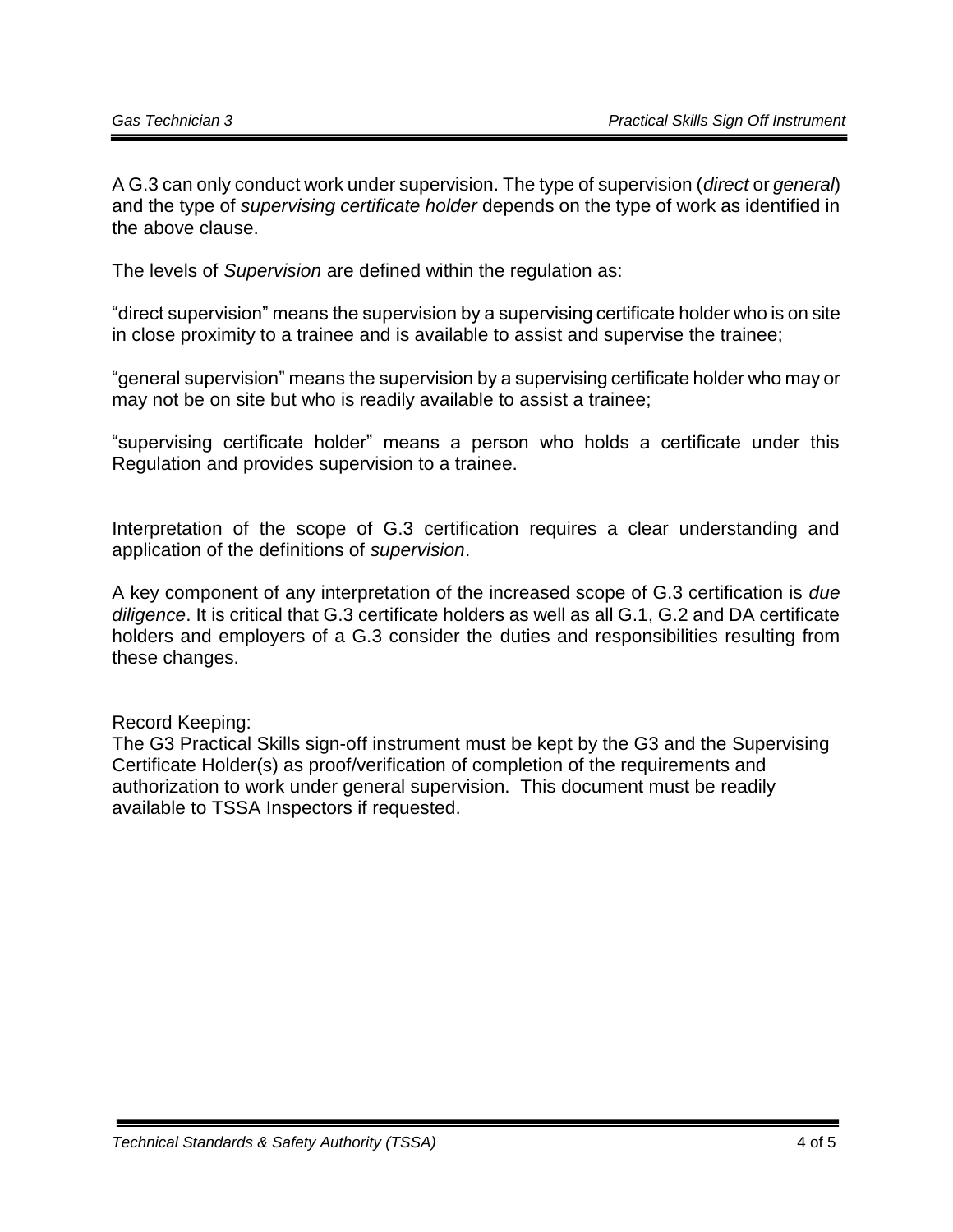A G.3 can only conduct work under supervision. The type of supervision (*direct* or *general*) and the type of *supervising certificate holder* depends on the type of work as identified in the above clause.

The levels of *Supervision* are defined within the regulation as:

“direct supervision” means the supervision by a supervising certificate holder who is on site in close proximity to a trainee and is available to assist and supervise the trainee;

“general supervision” means the supervision by a supervising certificate holder who may or may not be on site but who is readily available to assist a trainee;

“supervising certificate holder” means a person who holds a certificate under this Regulation and provides supervision to a trainee.

Interpretation of the scope of G.3 certification requires a clear understanding and application of the definitions of *supervision*.

A key component of any interpretation of the increased scope of G.3 certification is *due diligence*. It is critical that G.3 certificate holders as well as all G.1, G.2 and DA certificate holders and employers of a G.3 consider the duties and responsibilities resulting from these changes.

Record Keeping:
The G3 Practical Skills sign-off instrument must be kept by the G3 and the Supervising Certificate Holder(s) as proof/verification of completion of the requirements and authorization to work under general supervision. This document must be readily available to TSSA Inspectors if requested.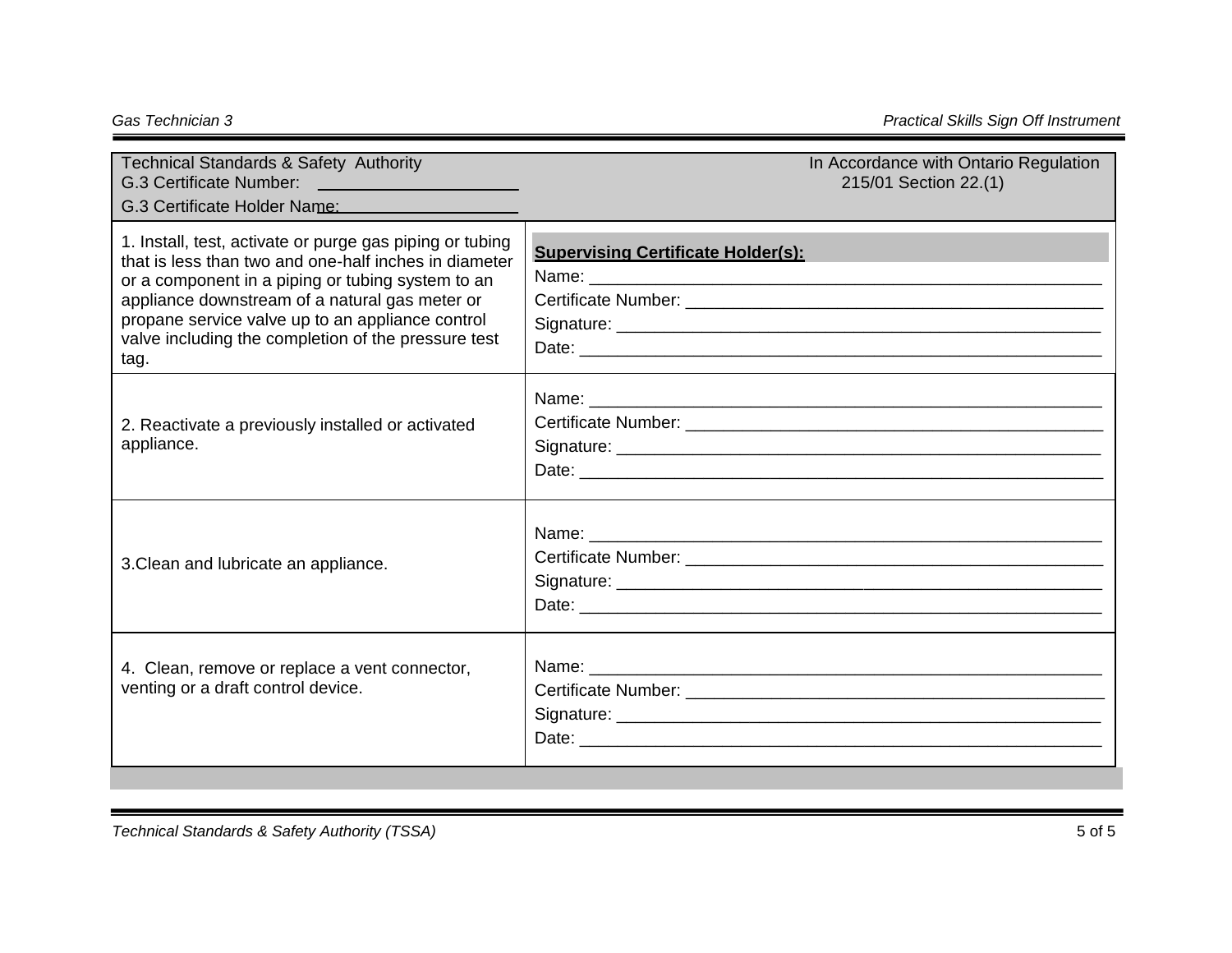| Technical Standards & Safety Authority<br>G.3 Certificate Number: ____________________<br>G.3 Certificate Holder Name: ____________________ | In Accordance with Ontario Regulation 215/01 Section 22.(1) |
|---|---|
| 1. Install, test, activate or purge gas piping or tubing that is less than two and one-half inches in diameter or a component in a piping or tubing system to an appliance downstream of a natural gas meter or propane service valve up to an appliance control valve including the completion of the pressure test tag. | **Supervising Certificate Holder(s):**<br>Name: ____________________<br>Certificate Number: ____________________<br>Signature: ____________________<br>Date: ____________________ |
| 2. Reactivate a previously installed or activated appliance. | Name: ____________________<br>Certificate Number: ____________________<br>Signature: ____________________<br>Date: ____________________ |
| 3.Clean and lubricate an appliance. | Name: ____________________<br>Certificate Number: ____________________<br>Signature: ____________________<br>Date: ____________________ |
| 4. Clean, remove or replace a vent connector, venting or a draft control device. | Name: ____________________<br>Certificate Number: ____________________<br>Signature: ____________________<br>Date: ____________________ |